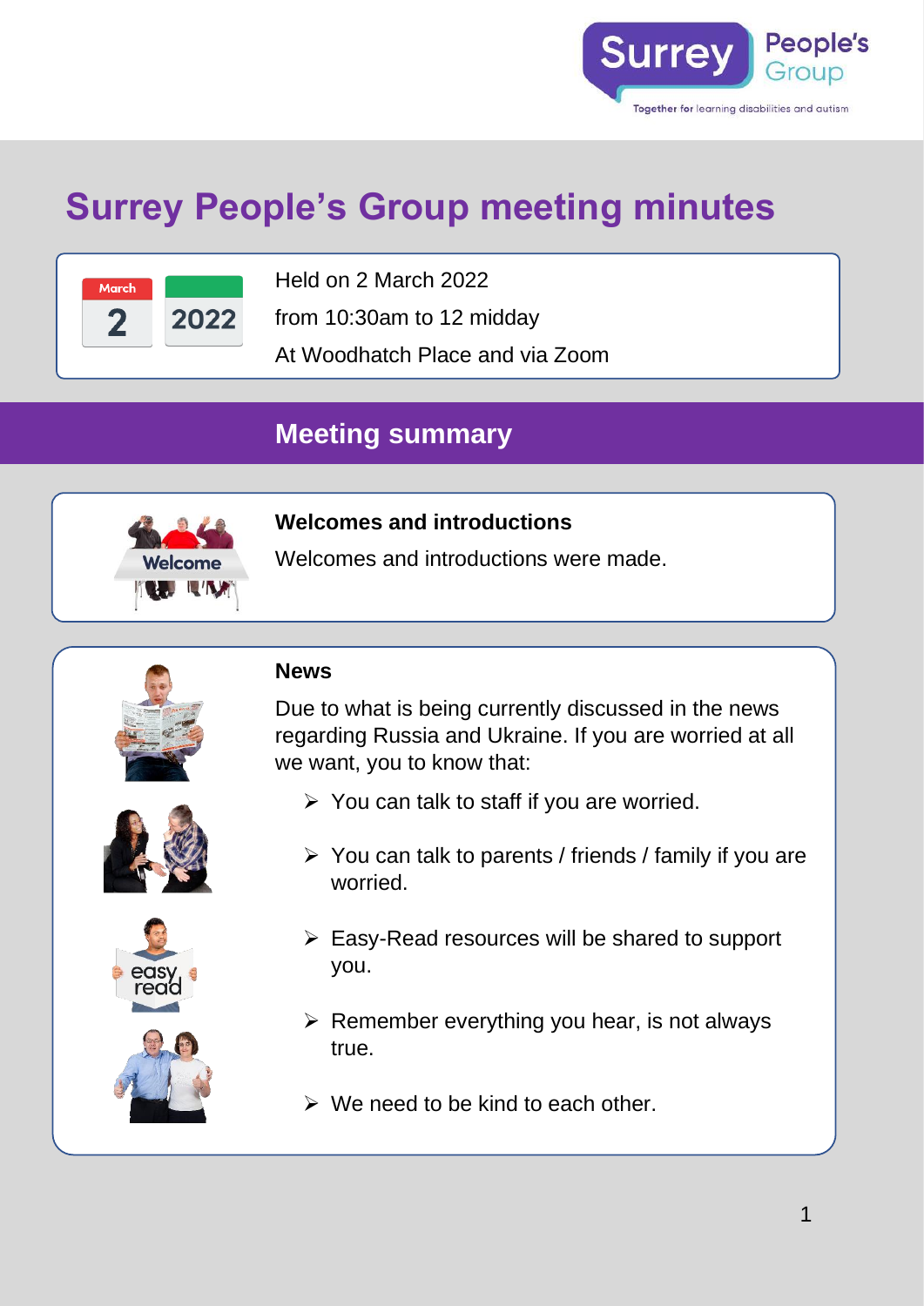# Surrey People's Group meeting minutes

Held on 2 March 2022

from 10:30am to 12 midday

At Woodhatch Place and via Zoom

## Meeting summary

### Welcomes and introductions

Welcomes and introductions were made.

### News

Due to what is being currently discussed in the news regarding Russia and Ukraine. If you are worried at all we want, you to know that:

- You can talk to staff if you are worried.
- You can talk to parents / friends / family if you are worried.
- Easy-Read resources will be shared to support you.
- Remember everything you hear, is not always true.
- We need to be kind to each other.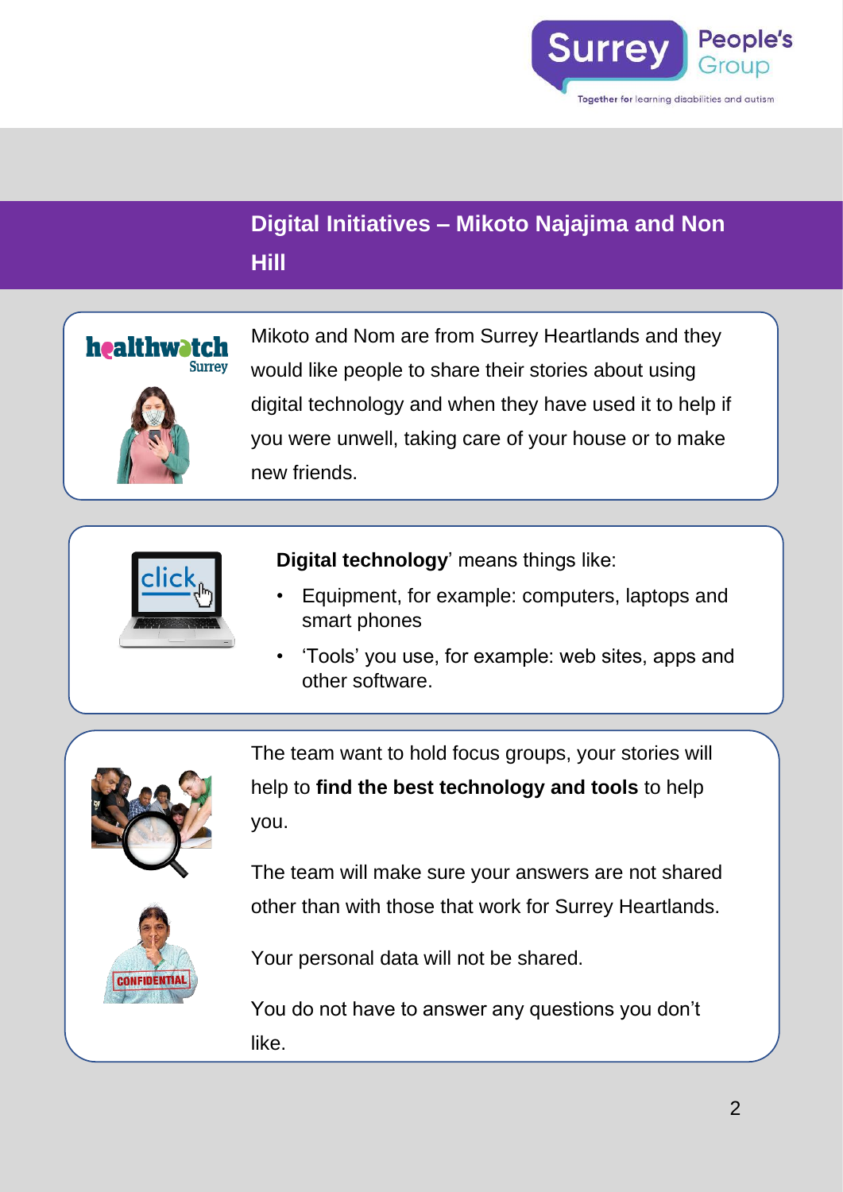## Digital Initiatives – Mikoto Najajima and Non Hill

Mikoto and Nom are from Surrey Heartlands and they would like people to share their stories about using digital technology and when they have used it to help if you were unwell, taking care of your house or to make new friends.

**Digital technology**' means things like:

- Equipment, for example: computers, laptops and smart phones
- 'Tools' you use, for example: web sites, apps and other software.

The team want to hold focus groups, your stories will help to **find the best technology and tools** to help you.

The team will make sure your answers are not shared other than with those that work for Surrey Heartlands.

Your personal data will not be shared.

You do not have to answer any questions you don't like.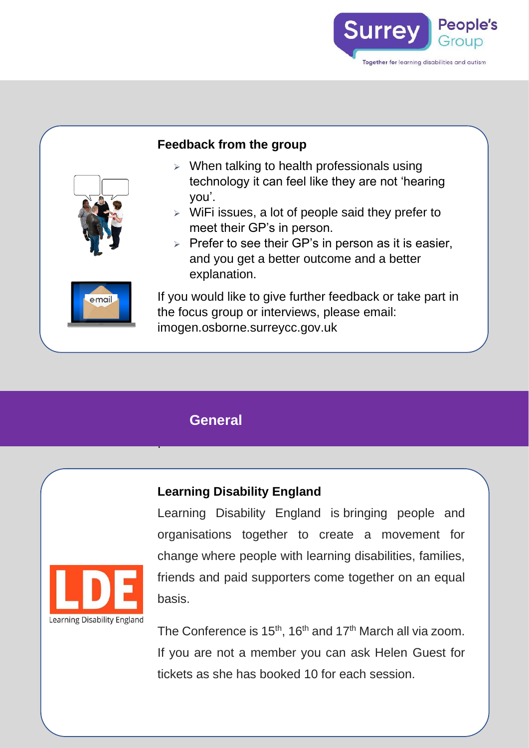### Feedback from the group

- When talking to health professionals using technology it can feel like they are not 'hearing you'.
- WiFi issues, a lot of people said they prefer to meet their GP's in person.
- Prefer to see their GP's in person as it is easier, and you get a better outcome and a better explanation.

If you would like to give further feedback or take part in the focus group or interviews, please email: imogen.osborne.surreycc.gov.uk

## General

### Learning Disability England

Learning Disability England is bringing people and organisations together to create a movement for change where people with learning disabilities, families, friends and paid supporters come together on an equal basis.

The Conference is 15th, 16th and 17th March all via zoom. If you are not a member you can ask Helen Guest for tickets as she has booked 10 for each session.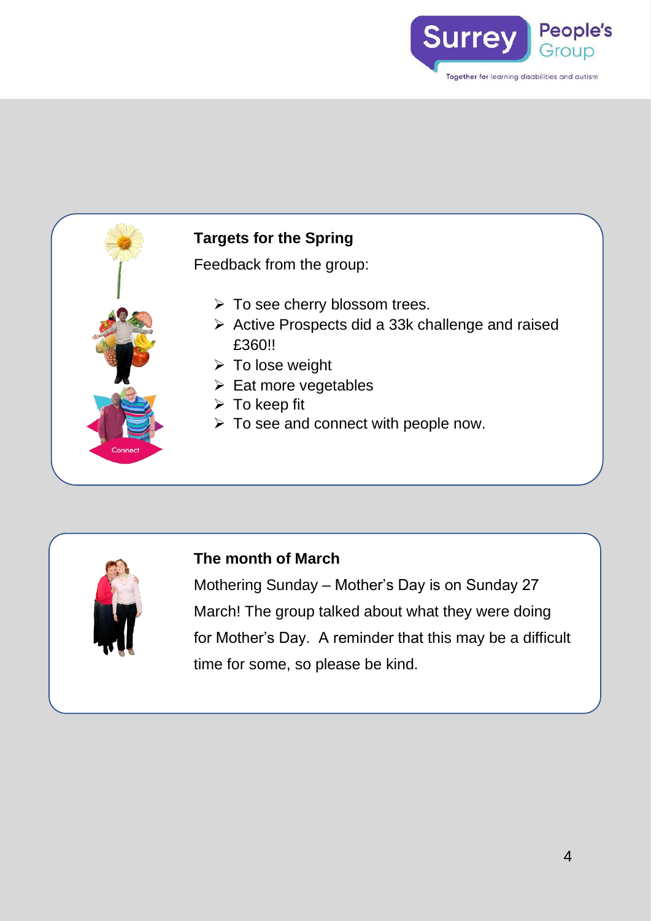### Targets for the Spring

Feedback from the group:

- To see cherry blossom trees.
- Active Prospects did a 33k challenge and raised £360!!
- To lose weight
- Eat more vegetables
- To keep fit
- To see and connect with people now.

### The month of March

Mothering Sunday – Mother's Day is on Sunday 27 March! The group talked about what they were doing for Mother's Day. A reminder that this may be a difficult time for some, so please be kind.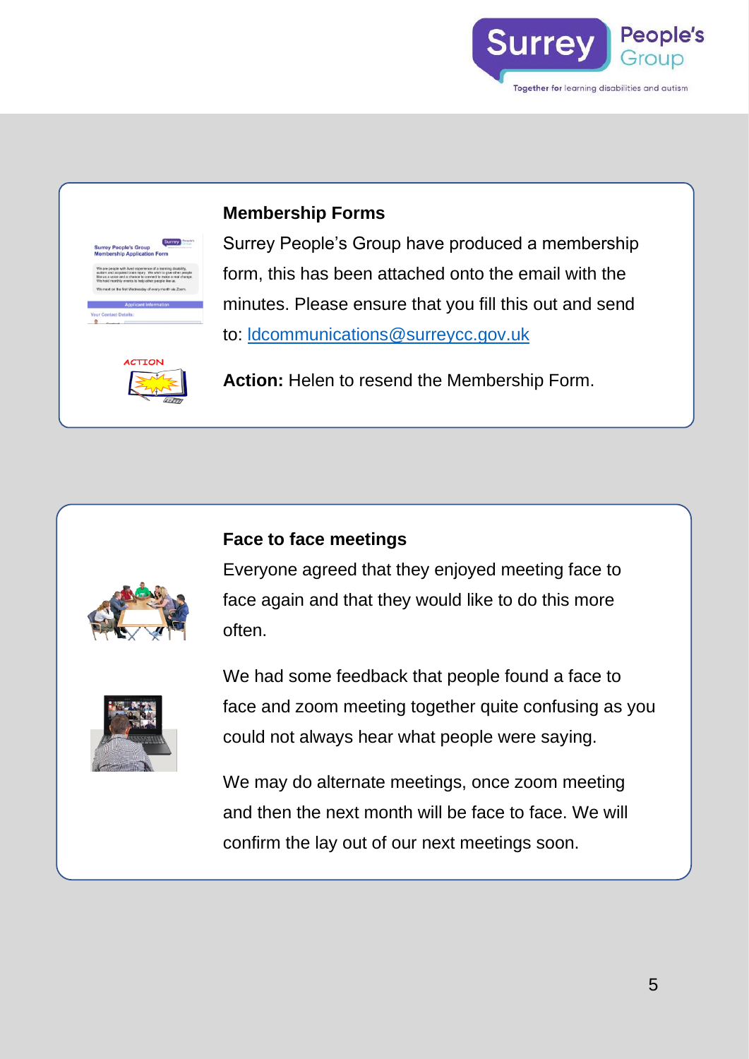## Membership Forms

Surrey People's Group have produced a membership form, this has been attached onto the email with the minutes. Please ensure that you fill this out and send to: ldcommunications@surreycc.gov.uk

**Action:** Helen to resend the Membership Form.

## Face to face meetings

Everyone agreed that they enjoyed meeting face to face again and that they would like to do this more often.

We had some feedback that people found a face to face and zoom meeting together quite confusing as you could not always hear what people were saying.

We may do alternate meetings, once zoom meeting and then the next month will be face to face. We will confirm the lay out of our next meetings soon.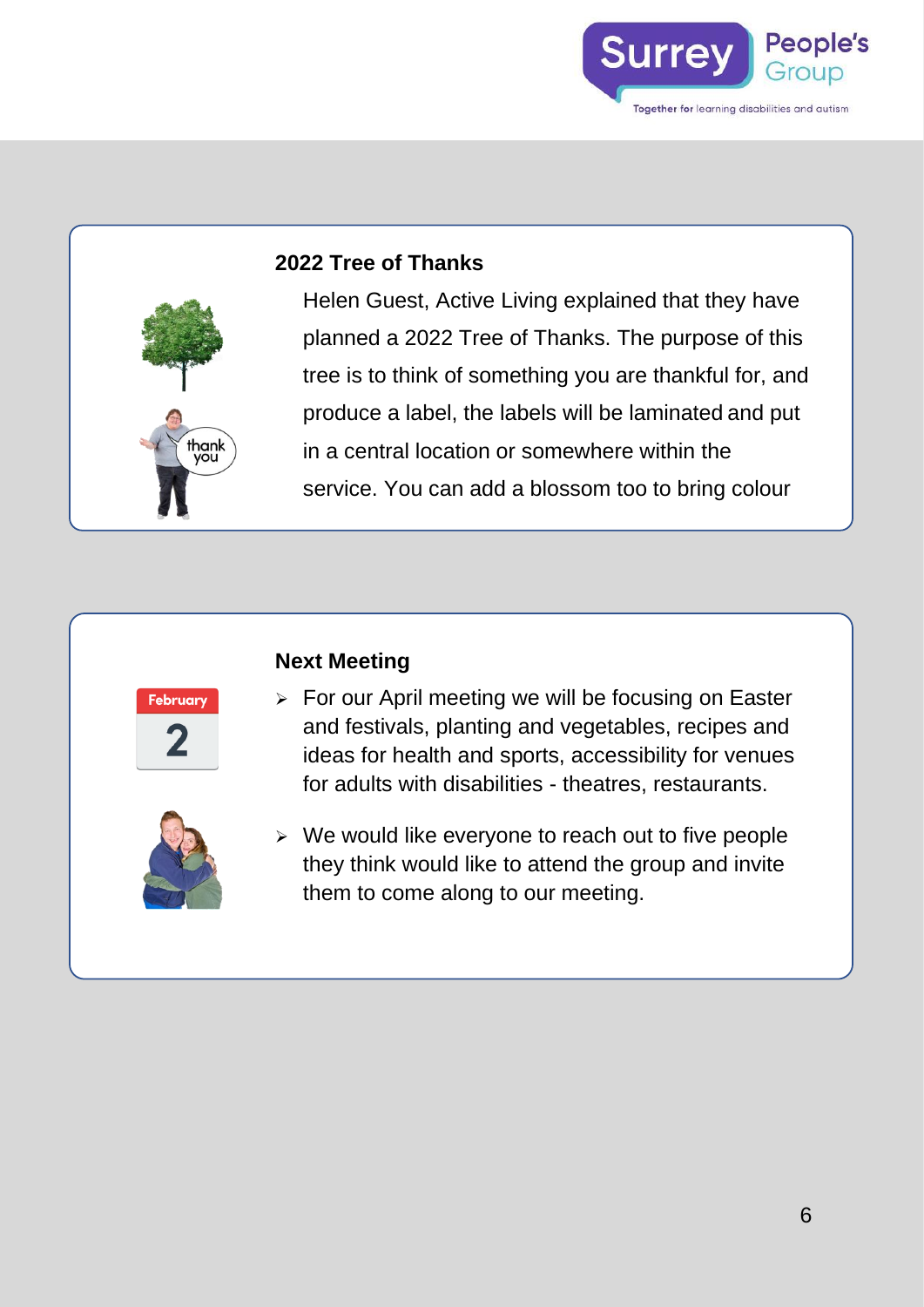## 2022 Tree of Thanks

Helen Guest, Active Living explained that they have planned a 2022 Tree of Thanks. The purpose of this tree is to think of something you are thankful for, and produce a label, the labels will be laminated and put in a central location or somewhere within the service. You can add a blossom too to bring colour

## Next Meeting

- For our April meeting we will be focusing on Easter and festivals, planting and vegetables, recipes and ideas for health and sports, accessibility for venues for adults with disabilities - theatres, restaurants.
- We would like everyone to reach out to five people they think would like to attend the group and invite them to come along to our meeting.